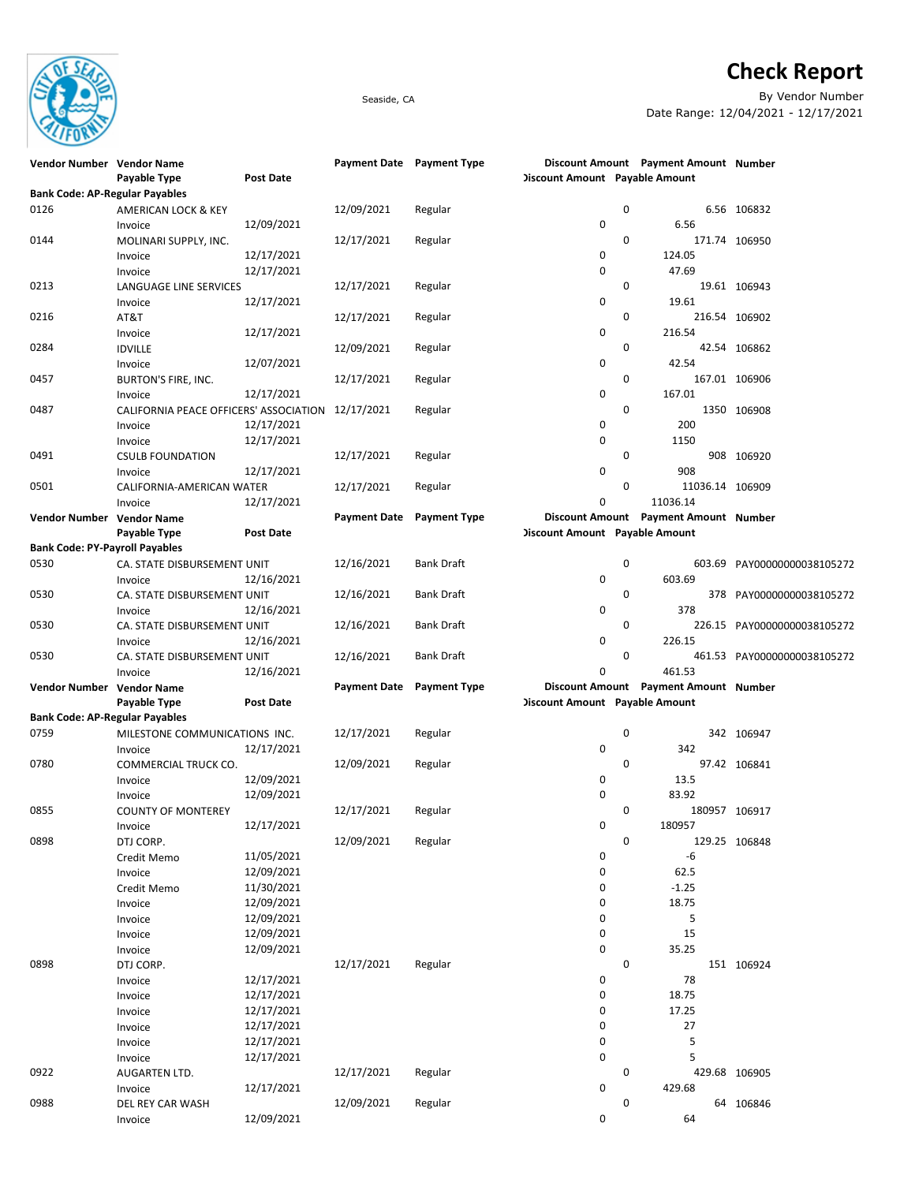# Check Report

Seaside, CA

By Vendor Number

Date Range: 12/04/2021 - 12/17/2021

| Vendor Number | Vendor Name | | Payment Date | Payment Type | Discount Amount | Payment Amount | Number |
|---|---|---|---|---|---|---|---|
| | Payable Type | Post Date | | | Discount Amount | Payable Amount | |
| **Bank Code: AP-Regular Payables** | | | | | | | |
| 0126 | AMERICAN LOCK & KEY | | 12/09/2021 | Regular | 0 | 6.56 | 106832 |
| | Invoice | 12/09/2021 | | | 0 | 6.56 | |
| 0144 | MOLINARI SUPPLY, INC. | | 12/17/2021 | Regular | 0 | 171.74 | 106950 |
| | Invoice | 12/17/2021 | | | 0 | 124.05 | |
| | Invoice | 12/17/2021 | | | 0 | 47.69 | |
| 0213 | LANGUAGE LINE SERVICES | | 12/17/2021 | Regular | 0 | 19.61 | 106943 |
| | Invoice | 12/17/2021 | | | 0 | 19.61 | |
| 0216 | AT&T | | 12/17/2021 | Regular | 0 | 216.54 | 106902 |
| | Invoice | 12/17/2021 | | | 0 | 216.54 | |
| 0284 | IDVILLE | | 12/09/2021 | Regular | 0 | 42.54 | 106862 |
| | Invoice | 12/07/2021 | | | 0 | 42.54 | |
| 0457 | BURTON'S FIRE, INC. | | 12/17/2021 | Regular | 0 | 167.01 | 106906 |
| | Invoice | 12/17/2021 | | | 0 | 167.01 | |
| 0487 | CALIFORNIA PEACE OFFICERS' ASSOCIATION | | 12/17/2021 | Regular | 0 | 1350 | 106908 |
| | Invoice | 12/17/2021 | | | 0 | 200 | |
| | Invoice | 12/17/2021 | | | 0 | 1150 | |
| 0491 | CSULB FOUNDATION | | 12/17/2021 | Regular | 0 | 908 | 106920 |
| | Invoice | 12/17/2021 | | | 0 | 908 | |
| 0501 | CALIFORNIA-AMERICAN WATER | | 12/17/2021 | Regular | 0 | 11036.14 | 106909 |
| | Invoice | 12/17/2021 | | | 0 | 11036.14 | |

| Vendor Number | Vendor Name | | Payment Date | Payment Type | Discount Amount | Payment Amount | Number |
|---|---|---|---|---|---|---|---|
| | Payable Type | Post Date | | | Discount Amount | Payable Amount | |
| **Bank Code: PY-Payroll Payables** | | | | | | | |
| 0530 | CA. STATE DISBURSEMENT UNIT | | 12/16/2021 | Bank Draft | 0 | 603.69 | PAY00000000038105272 |
| | Invoice | 12/16/2021 | | | 0 | 603.69 | |
| 0530 | CA. STATE DISBURSEMENT UNIT | | 12/16/2021 | Bank Draft | 0 | 378 | PAY00000000038105272 |
| | Invoice | 12/16/2021 | | | 0 | 378 | |
| 0530 | CA. STATE DISBURSEMENT UNIT | | 12/16/2021 | Bank Draft | 0 | 226.15 | PAY00000000038105272 |
| | Invoice | 12/16/2021 | | | 0 | 226.15 | |
| 0530 | CA. STATE DISBURSEMENT UNIT | | 12/16/2021 | Bank Draft | 0 | 461.53 | PAY00000000038105272 |
| | Invoice | 12/16/2021 | | | 0 | 461.53 | |

| Vendor Number | Vendor Name | | Payment Date | Payment Type | Discount Amount | Payment Amount | Number |
|---|---|---|---|---|---|---|---|
| | Payable Type | Post Date | | | Discount Amount | Payable Amount | |
| **Bank Code: AP-Regular Payables** | | | | | | | |
| 0759 | MILESTONE COMMUNICATIONS INC. | | 12/17/2021 | Regular | 0 | 342 | 106947 |
| | Invoice | 12/17/2021 | | | 0 | 342 | |
| 0780 | COMMERCIAL TRUCK CO. | | 12/09/2021 | Regular | 0 | 97.42 | 106841 |
| | Invoice | 12/09/2021 | | | 0 | 13.5 | |
| | Invoice | 12/09/2021 | | | 0 | 83.92 | |
| 0855 | COUNTY OF MONTEREY | | 12/17/2021 | Regular | 0 | 180957 | 106917 |
| | Invoice | 12/17/2021 | | | 0 | 180957 | |
| 0898 | DTJ CORP. | | 12/09/2021 | Regular | 0 | 129.25 | 106848 |
| | Credit Memo | 11/05/2021 | | | 0 | -6 | |
| | Invoice | 12/09/2021 | | | 0 | 62.5 | |
| | Credit Memo | 11/30/2021 | | | 0 | -1.25 | |
| | Invoice | 12/09/2021 | | | 0 | 18.75 | |
| | Invoice | 12/09/2021 | | | 0 | 5 | |
| | Invoice | 12/09/2021 | | | 0 | 15 | |
| | Invoice | 12/09/2021 | | | 0 | 35.25 | |
| 0898 | DTJ CORP. | | 12/17/2021 | Regular | 0 | 151 | 106924 |
| | Invoice | 12/17/2021 | | | 0 | 78 | |
| | Invoice | 12/17/2021 | | | 0 | 18.75 | |
| | Invoice | 12/17/2021 | | | 0 | 17.25 | |
| | Invoice | 12/17/2021 | | | 0 | 27 | |
| | Invoice | 12/17/2021 | | | 0 | 5 | |
| | Invoice | 12/17/2021 | | | 0 | 5 | |
| 0922 | AUGARTEN LTD. | | 12/17/2021 | Regular | 0 | 429.68 | 106905 |
| | Invoice | 12/17/2021 | | | 0 | 429.68 | |
| 0988 | DEL REY CAR WASH | | 12/09/2021 | Regular | 0 | 64 | 106846 |
| | Invoice | 12/09/2021 | | | 0 | 64 | |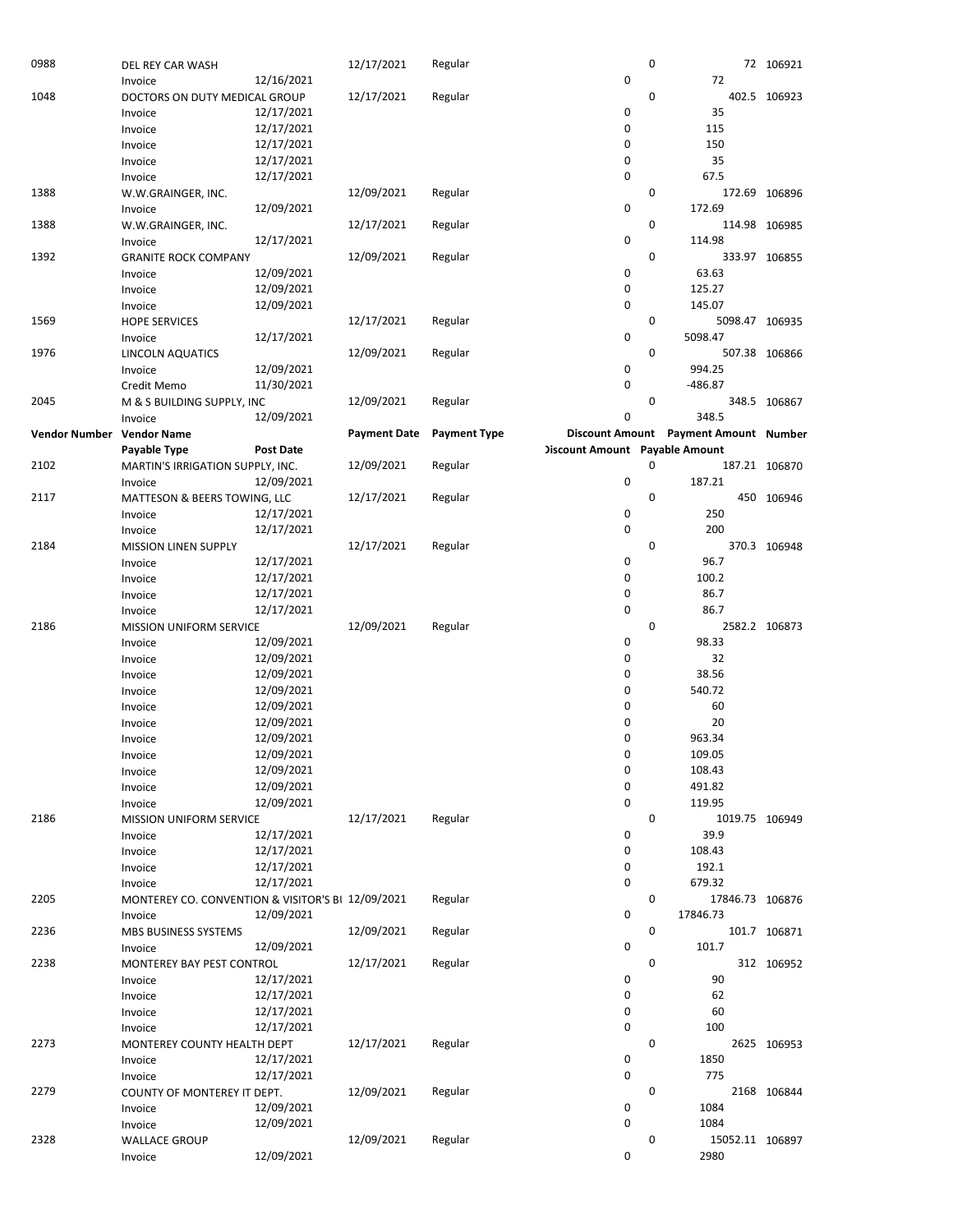| Vendor Number | Vendor Name | | Payment Date | Payment Type | Discount Amount | Payment Amount | Number |
|---|---|---|---|---|---|---|---|
| | Payable Type | Post Date | | | Discount Amount | Payable Amount | |
| 0988 | DEL REY CAR WASH | | 12/17/2021 | Regular | 0 | 72 | 106921 |
| | Invoice | 12/16/2021 | | | 0 | 72 | |
| 1048 | DOCTORS ON DUTY MEDICAL GROUP | | 12/17/2021 | Regular | 0 | 402.5 | 106923 |
| | Invoice | 12/17/2021 | | | 0 | 35 | |
| | Invoice | 12/17/2021 | | | 0 | 115 | |
| | Invoice | 12/17/2021 | | | 0 | 150 | |
| | Invoice | 12/17/2021 | | | 0 | 35 | |
| | Invoice | 12/17/2021 | | | 0 | 67.5 | |
| 1388 | W.W.GRAINGER, INC. | | 12/09/2021 | Regular | 0 | 172.69 | 106896 |
| | Invoice | 12/09/2021 | | | 0 | 172.69 | |
| 1388 | W.W.GRAINGER, INC. | | 12/17/2021 | Regular | 0 | 114.98 | 106985 |
| | Invoice | 12/17/2021 | | | 0 | 114.98 | |
| 1392 | GRANITE ROCK COMPANY | | 12/09/2021 | Regular | 0 | 333.97 | 106855 |
| | Invoice | 12/09/2021 | | | 0 | 63.63 | |
| | Invoice | 12/09/2021 | | | 0 | 125.27 | |
| | Invoice | 12/09/2021 | | | 0 | 145.07 | |
| 1569 | HOPE SERVICES | | 12/17/2021 | Regular | 0 | 5098.47 | 106935 |
| | Invoice | 12/17/2021 | | | 0 | 5098.47 | |
| 1976 | LINCOLN AQUATICS | | 12/09/2021 | Regular | 0 | 507.38 | 106866 |
| | Invoice | 12/09/2021 | | | 0 | 994.25 | |
| | Credit Memo | 11/30/2021 | | | 0 | -486.87 | |
| 2045 | M & S BUILDING SUPPLY, INC | | 12/09/2021 | Regular | 0 | 348.5 | 106867 |
| | Invoice | 12/09/2021 | | | 0 | 348.5 | |
| **Vendor Number** | **Vendor Name** | | **Payment Date** | **Payment Type** | **Discount Amount** | **Payment Amount** | **Number** |
| | **Payable Type** | **Post Date** | | | **Discount Amount** | **Payable Amount** | |
| 2102 | MARTIN'S IRRIGATION SUPPLY, INC. | | 12/09/2021 | Regular | 0 | 187.21 | 106870 |
| | Invoice | 12/09/2021 | | | 0 | 187.21 | |
| 2117 | MATTESON & BEERS TOWING, LLC | | 12/17/2021 | Regular | 0 | 450 | 106946 |
| | Invoice | 12/17/2021 | | | 0 | 250 | |
| | Invoice | 12/17/2021 | | | 0 | 200 | |
| 2184 | MISSION LINEN SUPPLY | | 12/17/2021 | Regular | 0 | 370.3 | 106948 |
| | Invoice | 12/17/2021 | | | 0 | 96.7 | |
| | Invoice | 12/17/2021 | | | 0 | 100.2 | |
| | Invoice | 12/17/2021 | | | 0 | 86.7 | |
| | Invoice | 12/17/2021 | | | 0 | 86.7 | |
| 2186 | MISSION UNIFORM SERVICE | | 12/09/2021 | Regular | 0 | 2582.2 | 106873 |
| | Invoice | 12/09/2021 | | | 0 | 98.33 | |
| | Invoice | 12/09/2021 | | | 0 | 32 | |
| | Invoice | 12/09/2021 | | | 0 | 38.56 | |
| | Invoice | 12/09/2021 | | | 0 | 540.72 | |
| | Invoice | 12/09/2021 | | | 0 | 60 | |
| | Invoice | 12/09/2021 | | | 0 | 20 | |
| | Invoice | 12/09/2021 | | | 0 | 963.34 | |
| | Invoice | 12/09/2021 | | | 0 | 109.05 | |
| | Invoice | 12/09/2021 | | | 0 | 108.43 | |
| | Invoice | 12/09/2021 | | | 0 | 491.82 | |
| | Invoice | 12/09/2021 | | | 0 | 119.95 | |
| 2186 | MISSION UNIFORM SERVICE | | 12/17/2021 | Regular | 0 | 1019.75 | 106949 |
| | Invoice | 12/17/2021 | | | 0 | 39.9 | |
| | Invoice | 12/17/2021 | | | 0 | 108.43 | |
| | Invoice | 12/17/2021 | | | 0 | 192.1 | |
| | Invoice | 12/17/2021 | | | 0 | 679.32 | |
| 2205 | MONTEREY CO. CONVENTION & VISITOR'S BU | | 12/09/2021 | Regular | 0 | 17846.73 | 106876 |
| | Invoice | 12/09/2021 | | | 0 | 17846.73 | |
| 2236 | MBS BUSINESS SYSTEMS | | 12/09/2021 | Regular | 0 | 101.7 | 106871 |
| | Invoice | 12/09/2021 | | | 0 | 101.7 | |
| 2238 | MONTEREY BAY PEST CONTROL | | 12/17/2021 | Regular | 0 | 312 | 106952 |
| | Invoice | 12/17/2021 | | | 0 | 90 | |
| | Invoice | 12/17/2021 | | | 0 | 62 | |
| | Invoice | 12/17/2021 | | | 0 | 60 | |
| | Invoice | 12/17/2021 | | | 0 | 100 | |
| 2273 | MONTEREY COUNTY HEALTH DEPT | | 12/17/2021 | Regular | 0 | 2625 | 106953 |
| | Invoice | 12/17/2021 | | | 0 | 1850 | |
| | Invoice | 12/17/2021 | | | 0 | 775 | |
| 2279 | COUNTY OF MONTEREY IT DEPT. | | 12/09/2021 | Regular | 0 | 2168 | 106844 |
| | Invoice | 12/09/2021 | | | 0 | 1084 | |
| | Invoice | 12/09/2021 | | | 0 | 1084 | |
| 2328 | WALLACE GROUP | | 12/09/2021 | Regular | 0 | 15052.11 | 106897 |
| | Invoice | 12/09/2021 | | | 0 | 2980 | |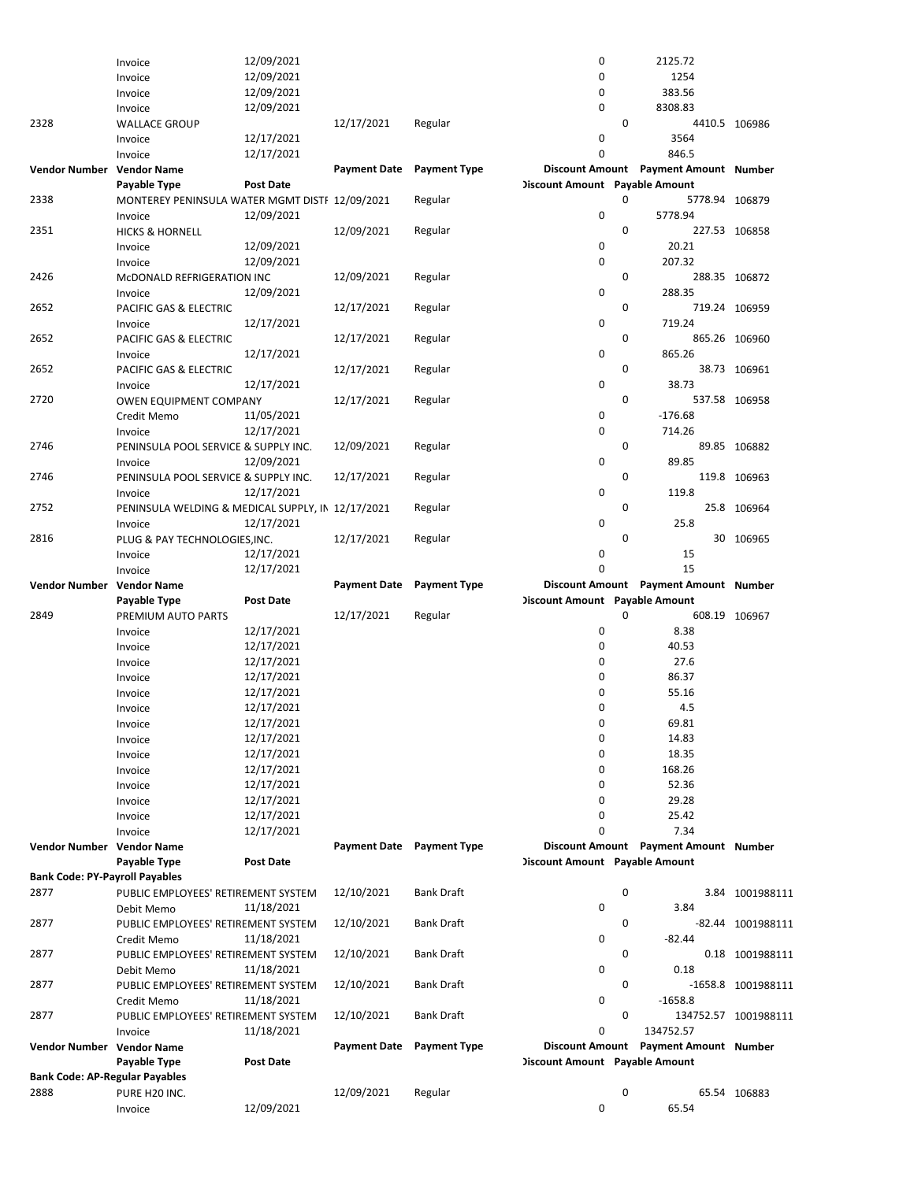| Vendor Number | Vendor Name | | Payment Date | Payment Type | Discount Amount | Payment Amount | Number |
|---|---|---|---|---|---|---|---|
| | Payable Type | Post Date | | | Discount Amount | Payable Amount | |
| | Invoice | 12/09/2021 | | | 0 | 2125.72 | |
| | Invoice | 12/09/2021 | | | 0 | 1254 | |
| | Invoice | 12/09/2021 | | | 0 | 383.56 | |
| | Invoice | 12/09/2021 | | | 0 | 8308.83 | |
| 2328 | WALLACE GROUP | | 12/17/2021 | Regular | 0 | 4410.5 | 106986 |
| | Invoice | 12/17/2021 | | | 0 | 3564 | |
| | Invoice | 12/17/2021 | | | 0 | 846.5 | |
| **Vendor Number** | **Vendor Name** | | **Payment Date** | **Payment Type** | **Discount Amount** | **Payment Amount** | **Number** |
| | **Payable Type** | **Post Date** | | | **Discount Amount** | **Payable Amount** | |
| 2338 | MONTEREY PENINSULA WATER MGMT DISTI | 12/09/2021 | | Regular | 0 | 5778.94 | 106879 |
| | Invoice | 12/09/2021 | | | 0 | 5778.94 | |
| 2351 | HICKS & HORNELL | | 12/09/2021 | Regular | 0 | 227.53 | 106858 |
| | Invoice | 12/09/2021 | | | 0 | 20.21 | |
| | Invoice | 12/09/2021 | | | 0 | 207.32 | |
| 2426 | McDONALD REFRIGERATION INC | | 12/09/2021 | Regular | 0 | 288.35 | 106872 |
| | Invoice | 12/09/2021 | | | 0 | 288.35 | |
| 2652 | PACIFIC GAS & ELECTRIC | | 12/17/2021 | Regular | 0 | 719.24 | 106959 |
| | Invoice | 12/17/2021 | | | 0 | 719.24 | |
| 2652 | PACIFIC GAS & ELECTRIC | | 12/17/2021 | Regular | 0 | 865.26 | 106960 |
| | Invoice | 12/17/2021 | | | 0 | 865.26 | |
| 2652 | PACIFIC GAS & ELECTRIC | | 12/17/2021 | Regular | 0 | 38.73 | 106961 |
| | Invoice | 12/17/2021 | | | 0 | 38.73 | |
| 2720 | OWEN EQUIPMENT COMPANY | | 12/17/2021 | Regular | 0 | 537.58 | 106958 |
| | Credit Memo | 11/05/2021 | | | 0 | -176.68 | |
| | Invoice | 12/17/2021 | | | 0 | 714.26 | |
| 2746 | PENINSULA POOL SERVICE & SUPPLY INC. | | 12/09/2021 | Regular | 0 | 89.85 | 106882 |
| | Invoice | 12/09/2021 | | | 0 | 89.85 | |
| 2746 | PENINSULA POOL SERVICE & SUPPLY INC. | | 12/17/2021 | Regular | 0 | 119.8 | 106963 |
| | Invoice | 12/17/2021 | | | 0 | 119.8 | |
| 2752 | PENINSULA WELDING & MEDICAL SUPPLY, IN | 12/17/2021 | | Regular | 0 | 25.8 | 106964 |
| | Invoice | 12/17/2021 | | | 0 | 25.8 | |
| 2816 | PLUG & PAY TECHNOLOGIES,INC. | | 12/17/2021 | Regular | 0 | 30 | 106965 |
| | Invoice | 12/17/2021 | | | 0 | 15 | |
| | Invoice | 12/17/2021 | | | 0 | 15 | |
| **Vendor Number** | **Vendor Name** | | **Payment Date** | **Payment Type** | **Discount Amount** | **Payment Amount** | **Number** |
| | **Payable Type** | **Post Date** | | | **Discount Amount** | **Payable Amount** | |
| 2849 | PREMIUM AUTO PARTS | | 12/17/2021 | Regular | 0 | 608.19 | 106967 |
| | Invoice | 12/17/2021 | | | 0 | 8.38 | |
| | Invoice | 12/17/2021 | | | 0 | 40.53 | |
| | Invoice | 12/17/2021 | | | 0 | 27.6 | |
| | Invoice | 12/17/2021 | | | 0 | 86.37 | |
| | Invoice | 12/17/2021 | | | 0 | 55.16 | |
| | Invoice | 12/17/2021 | | | 0 | 4.5 | |
| | Invoice | 12/17/2021 | | | 0 | 69.81 | |
| | Invoice | 12/17/2021 | | | 0 | 14.83 | |
| | Invoice | 12/17/2021 | | | 0 | 18.35 | |
| | Invoice | 12/17/2021 | | | 0 | 168.26 | |
| | Invoice | 12/17/2021 | | | 0 | 52.36 | |
| | Invoice | 12/17/2021 | | | 0 | 29.28 | |
| | Invoice | 12/17/2021 | | | 0 | 25.42 | |
| | Invoice | 12/17/2021 | | | 0 | 7.34 | |
| **Vendor Number** | **Vendor Name** | | **Payment Date** | **Payment Type** | **Discount Amount** | **Payment Amount** | **Number** |
| | **Payable Type** | **Post Date** | | | **Discount Amount** | **Payable Amount** | |
| **Bank Code: PY-Payroll Payables** | | | | | | | |
| 2877 | PUBLIC EMPLOYEES' RETIREMENT SYSTEM | | 12/10/2021 | Bank Draft | 0 | 3.84 | 1001988111 |
| | Debit Memo | 11/18/2021 | | | 0 | 3.84 | |
| 2877 | PUBLIC EMPLOYEES' RETIREMENT SYSTEM | | 12/10/2021 | Bank Draft | 0 | -82.44 | 1001988111 |
| | Credit Memo | 11/18/2021 | | | 0 | -82.44 | |
| 2877 | PUBLIC EMPLOYEES' RETIREMENT SYSTEM | | 12/10/2021 | Bank Draft | 0 | 0.18 | 1001988111 |
| | Debit Memo | 11/18/2021 | | | 0 | 0.18 | |
| 2877 | PUBLIC EMPLOYEES' RETIREMENT SYSTEM | | 12/10/2021 | Bank Draft | 0 | -1658.8 | 1001988111 |
| | Credit Memo | 11/18/2021 | | | 0 | -1658.8 | |
| 2877 | PUBLIC EMPLOYEES' RETIREMENT SYSTEM | | 12/10/2021 | Bank Draft | 0 | 134752.57 | 1001988111 |
| | Invoice | 11/18/2021 | | | 0 | 134752.57 | |
| **Vendor Number** | **Vendor Name** | | **Payment Date** | **Payment Type** | **Discount Amount** | **Payment Amount** | **Number** |
| | **Payable Type** | **Post Date** | | | **Discount Amount** | **Payable Amount** | |
| **Bank Code: AP-Regular Payables** | | | | | | | |
| 2888 | PURE H20 INC. | | 12/09/2021 | Regular | 0 | 65.54 | 106883 |
| | Invoice | 12/09/2021 | | | 0 | 65.54 | |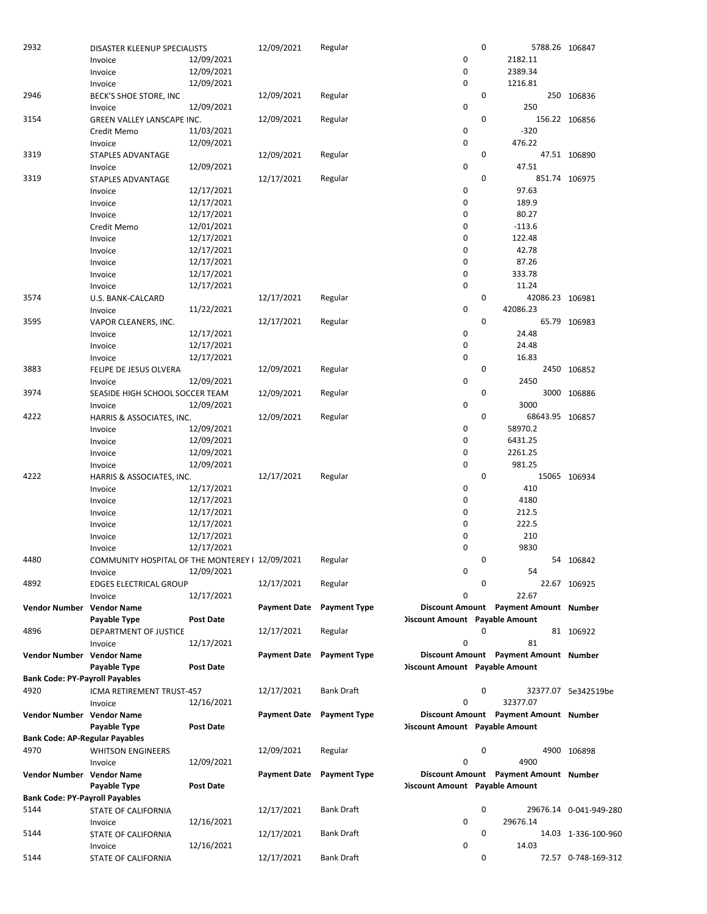| Vendor Number | Vendor Name | | Payment Date | Payment Type | Discount Amount | Payment Amount | Number |
|---|---|---|---|---|---|---|---|
| | Payable Type | Post Date | | | Discount Amount | Payable Amount | |
| 2932 | DISASTER KLEENUP SPECIALISTS | | 12/09/2021 | Regular | 0 | 5788.26 | 106847 |
| | Invoice | 12/09/2021 | | | 0 | 2182.11 | |
| | Invoice | 12/09/2021 | | | 0 | 2389.34 | |
| | Invoice | 12/09/2021 | | | 0 | 1216.81 | |
| 2946 | BECK'S SHOE STORE, INC | | 12/09/2021 | Regular | 0 | 250 | 106836 |
| | Invoice | 12/09/2021 | | | 0 | 250 | |
| 3154 | GREEN VALLEY LANSCAPE INC. | | 12/09/2021 | Regular | 0 | 156.22 | 106856 |
| | Credit Memo | 11/03/2021 | | | 0 | -320 | |
| | Invoice | 12/09/2021 | | | 0 | 476.22 | |
| 3319 | STAPLES ADVANTAGE | | 12/09/2021 | Regular | 0 | 47.51 | 106890 |
| | Invoice | 12/09/2021 | | | 0 | 47.51 | |
| 3319 | STAPLES ADVANTAGE | | 12/17/2021 | Regular | 0 | 851.74 | 106975 |
| | Invoice | 12/17/2021 | | | 0 | 97.63 | |
| | Invoice | 12/17/2021 | | | 0 | 189.9 | |
| | Invoice | 12/17/2021 | | | 0 | 80.27 | |
| | Credit Memo | 12/01/2021 | | | 0 | -113.6 | |
| | Invoice | 12/17/2021 | | | 0 | 122.48 | |
| | Invoice | 12/17/2021 | | | 0 | 42.78 | |
| | Invoice | 12/17/2021 | | | 0 | 87.26 | |
| | Invoice | 12/17/2021 | | | 0 | 333.78 | |
| | Invoice | 12/17/2021 | | | 0 | 11.24 | |
| 3574 | U.S. BANK-CALCARD | | 12/17/2021 | Regular | 0 | 42086.23 | 106981 |
| | Invoice | 11/22/2021 | | | 0 | 42086.23 | |
| 3595 | VAPOR CLEANERS, INC. | | 12/17/2021 | Regular | 0 | 65.79 | 106983 |
| | Invoice | 12/17/2021 | | | 0 | 24.48 | |
| | Invoice | 12/17/2021 | | | 0 | 24.48 | |
| | Invoice | 12/17/2021 | | | 0 | 16.83 | |
| 3883 | FELIPE DE JESUS OLVERA | | 12/09/2021 | Regular | 0 | 2450 | 106852 |
| | Invoice | 12/09/2021 | | | 0 | 2450 | |
| 3974 | SEASIDE HIGH SCHOOL SOCCER TEAM | | 12/09/2021 | Regular | 0 | 3000 | 106886 |
| | Invoice | 12/09/2021 | | | 0 | 3000 | |
| 4222 | HARRIS & ASSOCIATES, INC. | | 12/09/2021 | Regular | 0 | 68643.95 | 106857 |
| | Invoice | 12/09/2021 | | | 0 | 58970.2 | |
| | Invoice | 12/09/2021 | | | 0 | 6431.25 | |
| | Invoice | 12/09/2021 | | | 0 | 2261.25 | |
| | Invoice | 12/09/2021 | | | 0 | 981.25 | |
| 4222 | HARRIS & ASSOCIATES, INC. | | 12/17/2021 | Regular | 0 | 15065 | 106934 |
| | Invoice | 12/17/2021 | | | 0 | 410 | |
| | Invoice | 12/17/2021 | | | 0 | 4180 | |
| | Invoice | 12/17/2021 | | | 0 | 212.5 | |
| | Invoice | 12/17/2021 | | | 0 | 222.5 | |
| | Invoice | 12/17/2021 | | | 0 | 210 | |
| | Invoice | 12/17/2021 | | | 0 | 9830 | |
| 4480 | COMMUNITY HOSPITAL OF THE MONTEREY I | | 12/09/2021 | Regular | 0 | 54 | 106842 |
| | Invoice | 12/09/2021 | | | 0 | 54 | |
| 4892 | EDGES ELECTRICAL GROUP | | 12/17/2021 | Regular | 0 | 22.67 | 106925 |
| | Invoice | 12/17/2021 | | | 0 | 22.67 | |

| Vendor Number | Vendor Name | | Payment Date | Payment Type | Discount Amount | Payment Amount | Number |
|---|---|---|---|---|---|---|---|
| | Payable Type | Post Date | | | Discount Amount | Payable Amount | |
| 4896 | DEPARTMENT OF JUSTICE | | 12/17/2021 | Regular | 0 | 81 | 106922 |
| | Invoice | 12/17/2021 | | | 0 | 81 | |

| Vendor Number | Vendor Name | | Payment Date | Payment Type | Discount Amount | Payment Amount | Number |
|---|---|---|---|---|---|---|---|
| | Payable Type | Post Date | | | Discount Amount | Payable Amount | |
| **Bank Code: PY-Payroll Payables** | | | | | | | |
| 4920 | ICMA RETIREMENT TRUST-457 | | 12/17/2021 | Bank Draft | 0 | 32377.07 | 5e342519be |
| | Invoice | 12/16/2021 | | | 0 | 32377.07 | |

| Vendor Number | Vendor Name | | Payment Date | Payment Type | Discount Amount | Payment Amount | Number |
|---|---|---|---|---|---|---|---|
| | Payable Type | Post Date | | | Discount Amount | Payable Amount | |
| **Bank Code: AP-Regular Payables** | | | | | | | |
| 4970 | WHITSON ENGINEERS | | 12/09/2021 | Regular | 0 | 4900 | 106898 |
| | Invoice | 12/09/2021 | | | 0 | 4900 | |

| Vendor Number | Vendor Name | | Payment Date | Payment Type | Discount Amount | Payment Amount | Number |
|---|---|---|---|---|---|---|---|
| | Payable Type | Post Date | | | Discount Amount | Payable Amount | |
| **Bank Code: PY-Payroll Payables** | | | | | | | |
| 5144 | STATE OF CALIFORNIA | | 12/17/2021 | Bank Draft | 0 | 29676.14 | 0-041-949-280 |
| | Invoice | 12/16/2021 | | | 0 | 29676.14 | |
| 5144 | STATE OF CALIFORNIA | | 12/17/2021 | Bank Draft | 0 | 14.03 | 1-336-100-960 |
| | Invoice | 12/16/2021 | | | 0 | 14.03 | |
| 5144 | STATE OF CALIFORNIA | | 12/17/2021 | Bank Draft | 0 | 72.57 | 0-748-169-312 |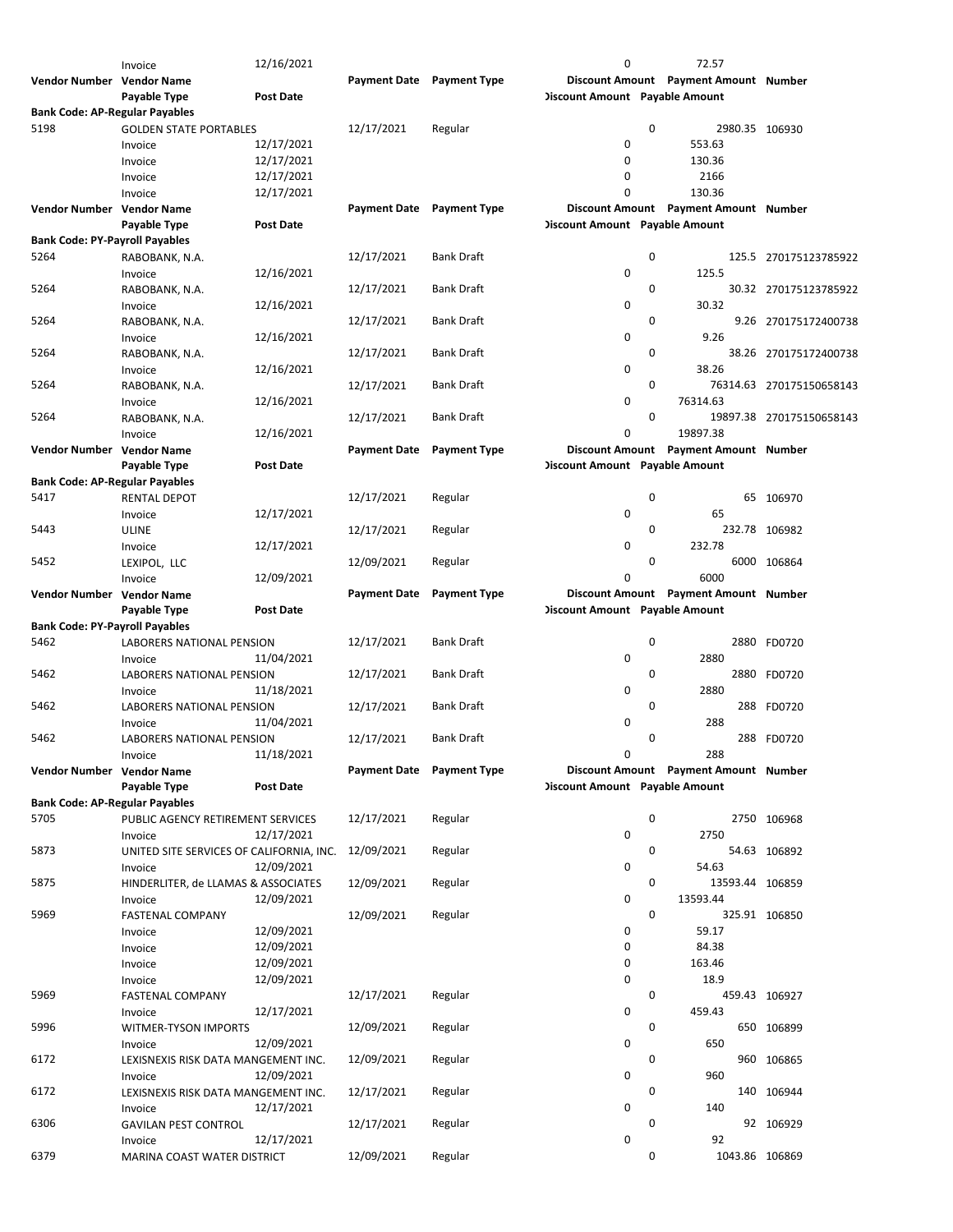| Vendor Number | Vendor Name | | Payment Date | Payment Type | Discount Amount | Payment Amount | Number |
|---|---|---|---|---|---|---|---|
| | Payable Type | Post Date | | | Discount Amount | Payable Amount | |
| | Invoice | 12/16/2021 | | | 0 | 72.57 | |

| Vendor Number | Vendor Name | | Payment Date | Payment Type | Discount Amount | Payment Amount | Number |
|---|---|---|---|---|---|---|---|
| | Payable Type | Post Date | | | Discount Amount | Payable Amount | |
| **Bank Code: AP-Regular Payables** | | | | | | | |
| 5198 | GOLDEN STATE PORTABLES | | 12/17/2021 | Regular | 0 | 2980.35 | 106930 |
| | Invoice | 12/17/2021 | | | 0 | 553.63 | |
| | Invoice | 12/17/2021 | | | 0 | 130.36 | |
| | Invoice | 12/17/2021 | | | 0 | 2166 | |
| | Invoice | 12/17/2021 | | | 0 | 130.36 | |

| Vendor Number | Vendor Name | | Payment Date | Payment Type | Discount Amount | Payment Amount | Number |
|---|---|---|---|---|---|---|---|
| | Payable Type | Post Date | | | Discount Amount | Payable Amount | |
| **Bank Code: PY-Payroll Payables** | | | | | | | |
| 5264 | RABOBANK, N.A. | | 12/17/2021 | Bank Draft | 0 | 125.5 | 270175123785922 |
| | Invoice | 12/16/2021 | | | 0 | 125.5 | |
| 5264 | RABOBANK, N.A. | | 12/17/2021 | Bank Draft | 0 | 30.32 | 270175123785922 |
| | Invoice | 12/16/2021 | | | 0 | 30.32 | |
| 5264 | RABOBANK, N.A. | | 12/17/2021 | Bank Draft | 0 | 9.26 | 270175172400738 |
| | Invoice | 12/16/2021 | | | 0 | 9.26 | |
| 5264 | RABOBANK, N.A. | | 12/17/2021 | Bank Draft | 0 | 38.26 | 270175172400738 |
| | Invoice | 12/16/2021 | | | 0 | 38.26 | |
| 5264 | RABOBANK, N.A. | | 12/17/2021 | Bank Draft | 0 | 76314.63 | 270175150658143 |
| | Invoice | 12/16/2021 | | | 0 | 76314.63 | |
| 5264 | RABOBANK, N.A. | | 12/17/2021 | Bank Draft | 0 | 19897.38 | 270175150658143 |
| | Invoice | 12/16/2021 | | | 0 | 19897.38 | |

| Vendor Number | Vendor Name | | Payment Date | Payment Type | Discount Amount | Payment Amount | Number |
|---|---|---|---|---|---|---|---|
| | Payable Type | Post Date | | | Discount Amount | Payable Amount | |
| **Bank Code: AP-Regular Payables** | | | | | | | |
| 5417 | RENTAL DEPOT | | 12/17/2021 | Regular | 0 | 65 | 106970 |
| | Invoice | 12/17/2021 | | | 0 | 65 | |
| 5443 | ULINE | | 12/17/2021 | Regular | 0 | 232.78 | 106982 |
| | Invoice | 12/17/2021 | | | 0 | 232.78 | |
| 5452 | LEXIPOL, LLC | | 12/09/2021 | Regular | 0 | 6000 | 106864 |
| | Invoice | 12/09/2021 | | | 0 | 6000 | |

| Vendor Number | Vendor Name | | Payment Date | Payment Type | Discount Amount | Payment Amount | Number |
|---|---|---|---|---|---|---|---|
| | Payable Type | Post Date | | | Discount Amount | Payable Amount | |
| **Bank Code: PY-Payroll Payables** | | | | | | | |
| 5462 | LABORERS NATIONAL PENSION | | 12/17/2021 | Bank Draft | 0 | 2880 | FD0720 |
| | Invoice | 11/04/2021 | | | 0 | 2880 | |
| 5462 | LABORERS NATIONAL PENSION | | 12/17/2021 | Bank Draft | 0 | 2880 | FD0720 |
| | Invoice | 11/18/2021 | | | 0 | 2880 | |
| 5462 | LABORERS NATIONAL PENSION | | 12/17/2021 | Bank Draft | 0 | 288 | FD0720 |
| | Invoice | 11/04/2021 | | | 0 | 288 | |
| 5462 | LABORERS NATIONAL PENSION | | 12/17/2021 | Bank Draft | 0 | 288 | FD0720 |
| | Invoice | 11/18/2021 | | | 0 | 288 | |

| Vendor Number | Vendor Name | | Payment Date | Payment Type | Discount Amount | Payment Amount | Number |
|---|---|---|---|---|---|---|---|
| | Payable Type | Post Date | | | Discount Amount | Payable Amount | |
| **Bank Code: AP-Regular Payables** | | | | | | | |
| 5705 | PUBLIC AGENCY RETIREMENT SERVICES | | 12/17/2021 | Regular | 0 | 2750 | 106968 |
| | Invoice | 12/17/2021 | | | 0 | 2750 | |
| 5873 | UNITED SITE SERVICES OF CALIFORNIA, INC. | | 12/09/2021 | Regular | 0 | 54.63 | 106892 |
| | Invoice | 12/09/2021 | | | 0 | 54.63 | |
| 5875 | HINDERLITER, de LLAMAS & ASSOCIATES | | 12/09/2021 | Regular | 0 | 13593.44 | 106859 |
| | Invoice | 12/09/2021 | | | 0 | 13593.44 | |
| 5969 | FASTENAL COMPANY | | 12/09/2021 | Regular | 0 | 325.91 | 106850 |
| | Invoice | 12/09/2021 | | | 0 | 59.17 | |
| | Invoice | 12/09/2021 | | | 0 | 84.38 | |
| | Invoice | 12/09/2021 | | | 0 | 163.46 | |
| | Invoice | 12/09/2021 | | | 0 | 18.9 | |
| 5969 | FASTENAL COMPANY | | 12/17/2021 | Regular | 0 | 459.43 | 106927 |
| | Invoice | 12/17/2021 | | | 0 | 459.43 | |
| 5996 | WITMER-TYSON IMPORTS | | 12/09/2021 | Regular | 0 | 650 | 106899 |
| | Invoice | 12/09/2021 | | | 0 | 650 | |
| 6172 | LEXISNEXIS RISK DATA MANGEMENT INC. | | 12/09/2021 | Regular | 0 | 960 | 106865 |
| | Invoice | 12/09/2021 | | | 0 | 960 | |
| 6172 | LEXISNEXIS RISK DATA MANGEMENT INC. | | 12/17/2021 | Regular | 0 | 140 | 106944 |
| | Invoice | 12/17/2021 | | | 0 | 140 | |
| 6306 | GAVILAN PEST CONTROL | | 12/17/2021 | Regular | 0 | 92 | 106929 |
| | Invoice | 12/17/2021 | | | 0 | 92 | |
| 6379 | MARINA COAST WATER DISTRICT | | 12/09/2021 | Regular | 0 | 1043.86 | 106869 |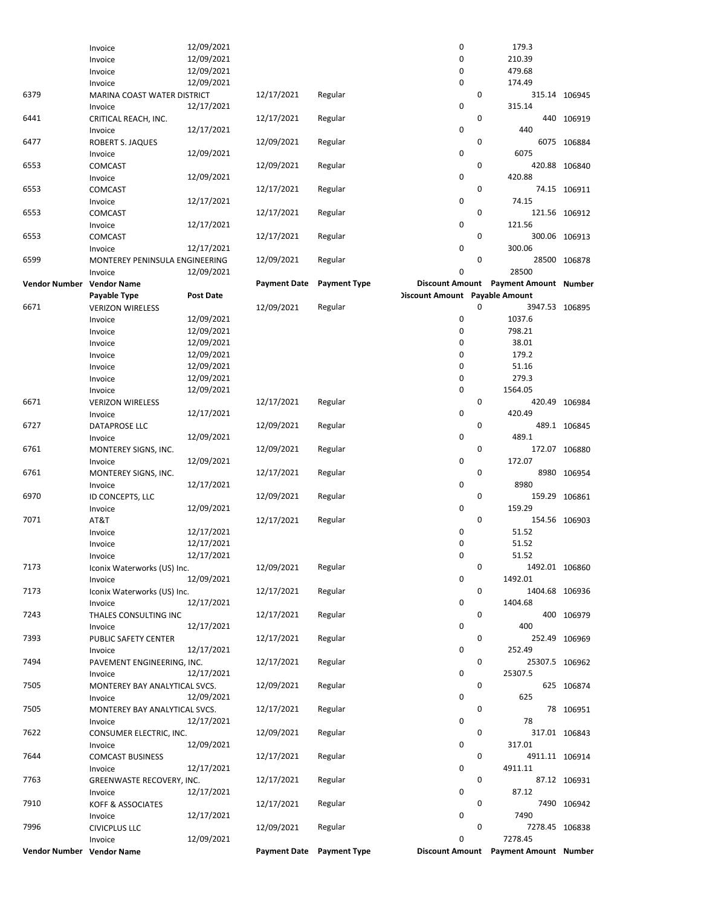| Vendor Number | Vendor Name | | Payment Date | Payment Type | Discount Amount | Payment Amount | Number |
|---|---|---|---|---|---|---|---|
| | Payable Type | Post Date | | | Discount Amount | Payable Amount | |
| | Invoice | 12/09/2021 | | | 0 | 179.3 | |
| | Invoice | 12/09/2021 | | | 0 | 210.39 | |
| | Invoice | 12/09/2021 | | | 0 | 479.68 | |
| | Invoice | 12/09/2021 | | | 0 | 174.49 | |
| 6379 | MARINA COAST WATER DISTRICT | | 12/17/2021 | Regular | 0 | 315.14 | 106945 |
| | Invoice | 12/17/2021 | | | 0 | 315.14 | |
| 6441 | CRITICAL REACH, INC. | | 12/17/2021 | Regular | 0 | 440 | 106919 |
| | Invoice | 12/17/2021 | | | 0 | 440 | |
| 6477 | ROBERT S. JAQUES | | 12/09/2021 | Regular | 0 | 6075 | 106884 |
| | Invoice | 12/09/2021 | | | 0 | 6075 | |
| 6553 | COMCAST | | 12/09/2021 | Regular | 0 | 420.88 | 106840 |
| | Invoice | 12/09/2021 | | | 0 | 420.88 | |
| 6553 | COMCAST | | 12/17/2021 | Regular | 0 | 74.15 | 106911 |
| | Invoice | 12/17/2021 | | | 0 | 74.15 | |
| 6553 | COMCAST | | 12/17/2021 | Regular | 0 | 121.56 | 106912 |
| | Invoice | 12/17/2021 | | | 0 | 121.56 | |
| 6553 | COMCAST | | 12/17/2021 | Regular | 0 | 300.06 | 106913 |
| | Invoice | 12/17/2021 | | | 0 | 300.06 | |
| 6599 | MONTEREY PENINSULA ENGINEERING | | 12/09/2021 | Regular | 0 | 28500 | 106878 |
| | Invoice | 12/09/2021 | | | 0 | 28500 | |
| **Vendor Number** | **Vendor Name** | | **Payment Date** | **Payment Type** | **Discount Amount** | **Payment Amount** | **Number** |
| | **Payable Type** | **Post Date** | | | **Discount Amount** | **Payable Amount** | |
| 6671 | VERIZON WIRELESS | | 12/09/2021 | Regular | 0 | 3947.53 | 106895 |
| | Invoice | 12/09/2021 | | | 0 | 1037.6 | |
| | Invoice | 12/09/2021 | | | 0 | 798.21 | |
| | Invoice | 12/09/2021 | | | 0 | 38.01 | |
| | Invoice | 12/09/2021 | | | 0 | 179.2 | |
| | Invoice | 12/09/2021 | | | 0 | 51.16 | |
| | Invoice | 12/09/2021 | | | 0 | 279.3 | |
| | Invoice | 12/09/2021 | | | 0 | 1564.05 | |
| 6671 | VERIZON WIRELESS | | 12/17/2021 | Regular | 0 | 420.49 | 106984 |
| | Invoice | 12/17/2021 | | | 0 | 420.49 | |
| 6727 | DATAPROSE LLC | | 12/09/2021 | Regular | 0 | 489.1 | 106845 |
| | Invoice | 12/09/2021 | | | 0 | 489.1 | |
| 6761 | MONTEREY SIGNS, INC. | | 12/09/2021 | Regular | 0 | 172.07 | 106880 |
| | Invoice | 12/09/2021 | | | 0 | 172.07 | |
| 6761 | MONTEREY SIGNS, INC. | | 12/17/2021 | Regular | 0 | 8980 | 106954 |
| | Invoice | 12/17/2021 | | | 0 | 8980 | |
| 6970 | ID CONCEPTS, LLC | | 12/09/2021 | Regular | 0 | 159.29 | 106861 |
| | Invoice | 12/09/2021 | | | 0 | 159.29 | |
| 7071 | AT&T | | 12/17/2021 | Regular | 0 | 154.56 | 106903 |
| | Invoice | 12/17/2021 | | | 0 | 51.52 | |
| | Invoice | 12/17/2021 | | | 0 | 51.52 | |
| | Invoice | 12/17/2021 | | | 0 | 51.52 | |
| 7173 | Iconix Waterworks (US) Inc. | | 12/09/2021 | Regular | 0 | 1492.01 | 106860 |
| | Invoice | 12/09/2021 | | | 0 | 1492.01 | |
| 7173 | Iconix Waterworks (US) Inc. | | 12/17/2021 | Regular | 0 | 1404.68 | 106936 |
| | Invoice | 12/17/2021 | | | 0 | 1404.68 | |
| 7243 | THALES CONSULTING INC | | 12/17/2021 | Regular | 0 | 400 | 106979 |
| | Invoice | 12/17/2021 | | | 0 | 400 | |
| 7393 | PUBLIC SAFETY CENTER | | 12/17/2021 | Regular | 0 | 252.49 | 106969 |
| | Invoice | 12/17/2021 | | | 0 | 252.49 | |
| 7494 | PAVEMENT ENGINEERING, INC. | | 12/17/2021 | Regular | 0 | 25307.5 | 106962 |
| | Invoice | 12/17/2021 | | | 0 | 25307.5 | |
| 7505 | MONTEREY BAY ANALYTICAL SVCS. | | 12/09/2021 | Regular | 0 | 625 | 106874 |
| | Invoice | 12/09/2021 | | | 0 | 625 | |
| 7505 | MONTEREY BAY ANALYTICAL SVCS. | | 12/17/2021 | Regular | 0 | 78 | 106951 |
| | Invoice | 12/17/2021 | | | 0 | 78 | |
| 7622 | CONSUMER ELECTRIC, INC. | | 12/09/2021 | Regular | 0 | 317.01 | 106843 |
| | Invoice | 12/09/2021 | | | 0 | 317.01 | |
| 7644 | COMCAST BUSINESS | | 12/17/2021 | Regular | 0 | 4911.11 | 106914 |
| | Invoice | 12/17/2021 | | | 0 | 4911.11 | |
| 7763 | GREENWASTE RECOVERY, INC. | | 12/17/2021 | Regular | 0 | 87.12 | 106931 |
| | Invoice | 12/17/2021 | | | 0 | 87.12 | |
| 7910 | KOFF & ASSOCIATES | | 12/17/2021 | Regular | 0 | 7490 | 106942 |
| | Invoice | 12/17/2021 | | | 0 | 7490 | |
| 7996 | CIVICPLUS LLC | | 12/09/2021 | Regular | 0 | 7278.45 | 106838 |
| | Invoice | 12/09/2021 | | | 0 | 7278.45 | |
| **Vendor Number** | **Vendor Name** | | **Payment Date** | **Payment Type** | **Discount Amount** | **Payment Amount** | **Number** |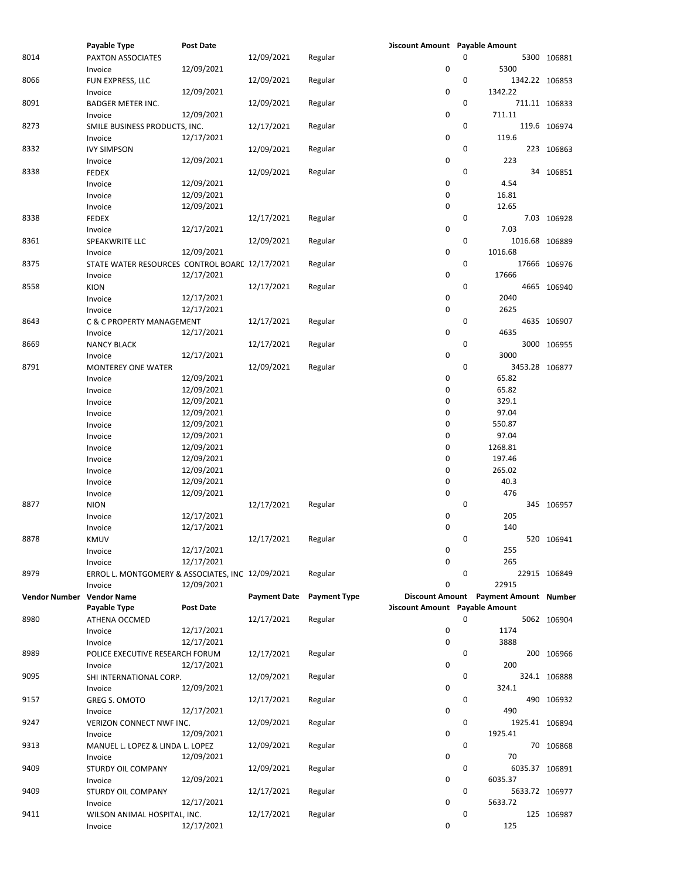| Vendor Number | Vendor Name | | Payment Date | Payment Type | Discount Amount | Payment Amount | Number |
|---|---|---|---|---|---|---|---|
| | Payable Type | Post Date | | | Discount Amount | Payable Amount | |
| 8014 | PAXTON ASSOCIATES | | 12/09/2021 | Regular | 0 | 5300 | 106881 |
| | Invoice | 12/09/2021 | | | 0 | 5300 | |
| 8066 | FUN EXPRESS, LLC | | 12/09/2021 | Regular | 0 | 1342.22 | 106853 |
| | Invoice | 12/09/2021 | | | 0 | 1342.22 | |
| 8091 | BADGER METER INC. | | 12/09/2021 | Regular | 0 | 711.11 | 106833 |
| | Invoice | 12/09/2021 | | | 0 | 711.11 | |
| 8273 | SMILE BUSINESS PRODUCTS, INC. | | 12/17/2021 | Regular | 0 | 119.6 | 106974 |
| | Invoice | 12/17/2021 | | | 0 | 119.6 | |
| 8332 | IVY SIMPSON | | 12/09/2021 | Regular | 0 | 223 | 106863 |
| | Invoice | 12/09/2021 | | | 0 | 223 | |
| 8338 | FEDEX | | 12/09/2021 | Regular | 0 | 34 | 106851 |
| | Invoice | 12/09/2021 | | | 0 | 4.54 | |
| | Invoice | 12/09/2021 | | | 0 | 16.81 | |
| | Invoice | 12/09/2021 | | | 0 | 12.65 | |
| 8338 | FEDEX | | 12/17/2021 | Regular | 0 | 7.03 | 106928 |
| | Invoice | 12/17/2021 | | | 0 | 7.03 | |
| 8361 | SPEAKWRITE LLC | | 12/09/2021 | Regular | 0 | 1016.68 | 106889 |
| | Invoice | 12/09/2021 | | | 0 | 1016.68 | |
| 8375 | STATE WATER RESOURCES CONTROL BOARD | | 12/17/2021 | Regular | 0 | 17666 | 106976 |
| | Invoice | 12/17/2021 | | | 0 | 17666 | |
| 8558 | KION | | 12/17/2021 | Regular | 0 | 4665 | 106940 |
| | Invoice | 12/17/2021 | | | 0 | 2040 | |
| | Invoice | 12/17/2021 | | | 0 | 2625 | |
| 8643 | C & C PROPERTY MANAGEMENT | | 12/17/2021 | Regular | 0 | 4635 | 106907 |
| | Invoice | 12/17/2021 | | | 0 | 4635 | |
| 8669 | NANCY BLACK | | 12/17/2021 | Regular | 0 | 3000 | 106955 |
| | Invoice | 12/17/2021 | | | 0 | 3000 | |
| 8791 | MONTEREY ONE WATER | | 12/09/2021 | Regular | 0 | 3453.28 | 106877 |
| | Invoice | 12/09/2021 | | | 0 | 65.82 | |
| | Invoice | 12/09/2021 | | | 0 | 65.82 | |
| | Invoice | 12/09/2021 | | | 0 | 329.1 | |
| | Invoice | 12/09/2021 | | | 0 | 97.04 | |
| | Invoice | 12/09/2021 | | | 0 | 550.87 | |
| | Invoice | 12/09/2021 | | | 0 | 97.04 | |
| | Invoice | 12/09/2021 | | | 0 | 1268.81 | |
| | Invoice | 12/09/2021 | | | 0 | 197.46 | |
| | Invoice | 12/09/2021 | | | 0 | 265.02 | |
| | Invoice | 12/09/2021 | | | 0 | 40.3 | |
| | Invoice | 12/09/2021 | | | 0 | 476 | |
| 8877 | NION | | 12/17/2021 | Regular | 0 | 345 | 106957 |
| | Invoice | 12/17/2021 | | | 0 | 205 | |
| | Invoice | 12/17/2021 | | | 0 | 140 | |
| 8878 | KMUV | | 12/17/2021 | Regular | 0 | 520 | 106941 |
| | Invoice | 12/17/2021 | | | 0 | 255 | |
| | Invoice | 12/17/2021 | | | 0 | 265 | |
| 8979 | ERROL L. MONTGOMERY & ASSOCIATES, INC | | 12/09/2021 | Regular | 0 | 22915 | 106849 |
| | Invoice | 12/09/2021 | | | 0 | 22915 | |
| 8980 | ATHENA OCCMED | | 12/17/2021 | Regular | 0 | 5062 | 106904 |
| | Invoice | 12/17/2021 | | | 0 | 1174 | |
| | Invoice | 12/17/2021 | | | 0 | 3888 | |
| 8989 | POLICE EXECUTIVE RESEARCH FORUM | | 12/17/2021 | Regular | 0 | 200 | 106966 |
| | Invoice | 12/17/2021 | | | 0 | 200 | |
| 9095 | SHI INTERNATIONAL CORP. | | 12/09/2021 | Regular | 0 | 324.1 | 106888 |
| | Invoice | 12/09/2021 | | | 0 | 324.1 | |
| 9157 | GREG S. OMOTO | | 12/17/2021 | Regular | 0 | 490 | 106932 |
| | Invoice | 12/17/2021 | | | 0 | 490 | |
| 9247 | VERIZON CONNECT NWF INC. | | 12/09/2021 | Regular | 0 | 1925.41 | 106894 |
| | Invoice | 12/09/2021 | | | 0 | 1925.41 | |
| 9313 | MANUEL L. LOPEZ & LINDA L. LOPEZ | | 12/09/2021 | Regular | 0 | 70 | 106868 |
| | Invoice | 12/09/2021 | | | 0 | 70 | |
| 9409 | STURDY OIL COMPANY | | 12/09/2021 | Regular | 0 | 6035.37 | 106891 |
| | Invoice | 12/09/2021 | | | 0 | 6035.37 | |
| 9409 | STURDY OIL COMPANY | | 12/17/2021 | Regular | 0 | 5633.72 | 106977 |
| | Invoice | 12/17/2021 | | | 0 | 5633.72 | |
| 9411 | WILSON ANIMAL HOSPITAL, INC. | | 12/17/2021 | Regular | 0 | 125 | 106987 |
| | Invoice | 12/17/2021 | | | 0 | 125 | |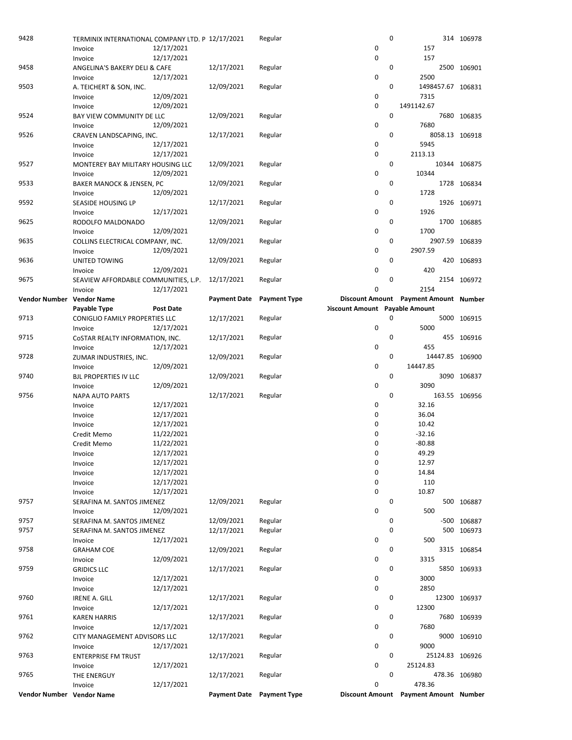| Vendor Number | Vendor Name | Payment Date | Payment Type | Discount Amount | Payment Amount | Number |
|---|---|---|---|---|---|---|
| | Payable Type | Post Date | | Discount Amount | Payable Amount | |
| 9428 | TERMINIX INTERNATIONAL COMPANY LTD. P | 12/17/2021 | Regular | 0 | 314 | 106978 |
| | Invoice | 12/17/2021 | | 0 | 157 | |
| | Invoice | 12/17/2021 | | 0 | 157 | |
| 9458 | ANGELINA'S BAKERY DELI & CAFE | 12/17/2021 | Regular | 0 | 2500 | 106901 |
| | Invoice | 12/17/2021 | | 0 | 2500 | |
| 9503 | A. TEICHERT & SON, INC. | 12/09/2021 | Regular | 0 | 1498457.67 | 106831 |
| | Invoice | 12/09/2021 | | 0 | 7315 | |
| | Invoice | 12/09/2021 | | 0 | 1491142.67 | |
| 9524 | BAY VIEW COMMUNITY DE LLC | 12/09/2021 | Regular | 0 | 7680 | 106835 |
| | Invoice | 12/09/2021 | | 0 | 7680 | |
| 9526 | CRAVEN LANDSCAPING, INC. | 12/17/2021 | Regular | 0 | 8058.13 | 106918 |
| | Invoice | 12/17/2021 | | 0 | 5945 | |
| | Invoice | 12/17/2021 | | 0 | 2113.13 | |
| 9527 | MONTEREY BAY MILITARY HOUSING LLC | 12/09/2021 | Regular | 0 | 10344 | 106875 |
| | Invoice | 12/09/2021 | | 0 | 10344 | |
| 9533 | BAKER MANOCK & JENSEN, PC | 12/09/2021 | Regular | 0 | 1728 | 106834 |
| | Invoice | 12/09/2021 | | 0 | 1728 | |
| 9592 | SEASIDE HOUSING LP | 12/17/2021 | Regular | 0 | 1926 | 106971 |
| | Invoice | 12/17/2021 | | 0 | 1926 | |
| 9625 | RODOLFO MALDONADO | 12/09/2021 | Regular | 0 | 1700 | 106885 |
| | Invoice | 12/09/2021 | | 0 | 1700 | |
| 9635 | COLLINS ELECTRICAL COMPANY, INC. | 12/09/2021 | Regular | 0 | 2907.59 | 106839 |
| | Invoice | 12/09/2021 | | 0 | 2907.59 | |
| 9636 | UNITED TOWING | 12/09/2021 | Regular | 0 | 420 | 106893 |
| | Invoice | 12/09/2021 | | 0 | 420 | |
| 9675 | SEAVIEW AFFORDABLE COMMUNITIES, L.P. | 12/17/2021 | Regular | 0 | 2154 | 106972 |
| | Invoice | 12/17/2021 | | 0 | 2154 | |
| 9713 | CONIGLIO FAMILY PROPERTIES LLC | 12/17/2021 | Regular | 0 | 5000 | 106915 |
| | Invoice | 12/17/2021 | | 0 | 5000 | |
| 9715 | CoSTAR REALTY INFORMATION, INC. | 12/17/2021 | Regular | 0 | 455 | 106916 |
| | Invoice | 12/17/2021 | | 0 | 455 | |
| 9728 | ZUMAR INDUSTRIES, INC. | 12/09/2021 | Regular | 0 | 14447.85 | 106900 |
| | Invoice | 12/09/2021 | | 0 | 14447.85 | |
| 9740 | BJL PROPERTIES IV LLC | 12/09/2021 | Regular | 0 | 3090 | 106837 |
| | Invoice | 12/09/2021 | | 0 | 3090 | |
| 9756 | NAPA AUTO PARTS | 12/17/2021 | Regular | 0 | 163.55 | 106956 |
| | Invoice | 12/17/2021 | | 0 | 32.16 | |
| | Invoice | 12/17/2021 | | 0 | 36.04 | |
| | Invoice | 12/17/2021 | | 0 | 10.42 | |
| | Credit Memo | 11/22/2021 | | 0 | -32.16 | |
| | Credit Memo | 11/22/2021 | | 0 | -80.88 | |
| | Invoice | 12/17/2021 | | 0 | 49.29 | |
| | Invoice | 12/17/2021 | | 0 | 12.97 | |
| | Invoice | 12/17/2021 | | 0 | 14.84 | |
| | Invoice | 12/17/2021 | | 0 | 110 | |
| | Invoice | 12/17/2021 | | 0 | 10.87 | |
| 9757 | SERAFINA M. SANTOS JIMENEZ | 12/09/2021 | Regular | 0 | 500 | 106887 |
| | Invoice | 12/09/2021 | | 0 | 500 | |
| 9757 | SERAFINA M. SANTOS JIMENEZ | 12/09/2021 | Regular | 0 | -500 | 106887 |
| 9757 | SERAFINA M. SANTOS JIMENEZ | 12/17/2021 | Regular | 0 | 500 | 106973 |
| | Invoice | 12/17/2021 | | 0 | 500 | |
| 9758 | GRAHAM COE | 12/09/2021 | Regular | 0 | 3315 | 106854 |
| | Invoice | 12/09/2021 | | 0 | 3315 | |
| 9759 | GRIDICS LLC | 12/17/2021 | Regular | 0 | 5850 | 106933 |
| | Invoice | 12/17/2021 | | 0 | 3000 | |
| | Invoice | 12/17/2021 | | 0 | 2850 | |
| 9760 | IRENE A. GILL | 12/17/2021 | Regular | 0 | 12300 | 106937 |
| | Invoice | 12/17/2021 | | 0 | 12300 | |
| 9761 | KAREN HARRIS | 12/17/2021 | Regular | 0 | 7680 | 106939 |
| | Invoice | 12/17/2021 | | 0 | 7680 | |
| 9762 | CITY MANAGEMENT ADVISORS LLC | 12/17/2021 | Regular | 0 | 9000 | 106910 |
| | Invoice | 12/17/2021 | | 0 | 9000 | |
| 9763 | ENTERPRISE FM TRUST | 12/17/2021 | Regular | 0 | 25124.83 | 106926 |
| | Invoice | 12/17/2021 | | 0 | 25124.83 | |
| 9765 | THE ENERGUY | 12/17/2021 | Regular | 0 | 478.36 | 106980 |
| | Invoice | 12/17/2021 | | 0 | 478.36 | |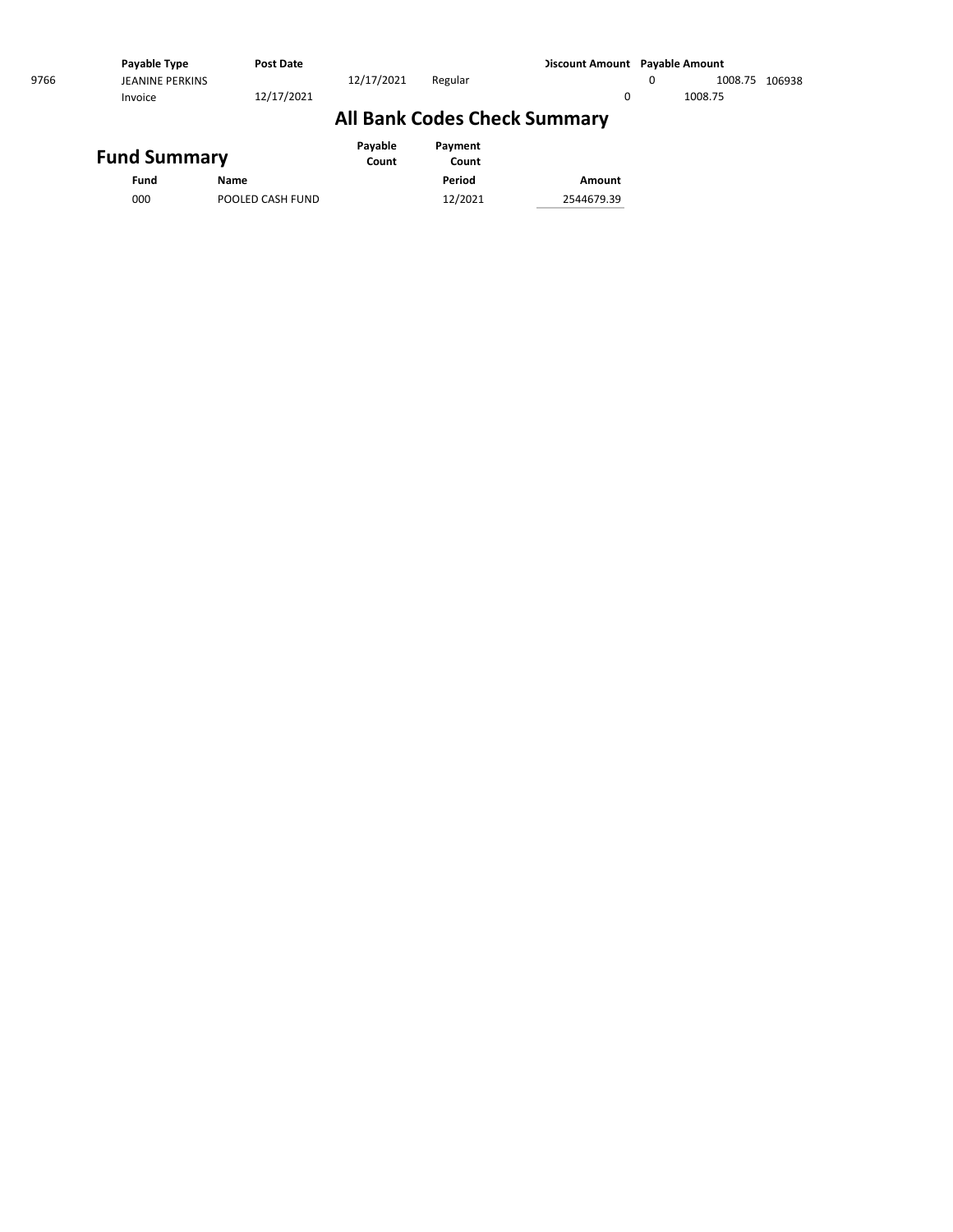| | Payable Type | Post Date | | | Discount Amount | Payable Amount | |
|---|---|---|---|---|---|---|---|
| 9766 | JEANINE PERKINS | | 12/17/2021 | Regular | | 0 | 1008.75 106938 |
| | Invoice | 12/17/2021 | | | 0 | 1008.75 | |

## All Bank Codes Check Summary

## Fund Summary

| Fund | Name | Payable Count | Payment Count Period | Amount |
|---|---|---|---|---|
| 000 | POOLED CASH FUND | | 12/2021 | 2544679.39 |